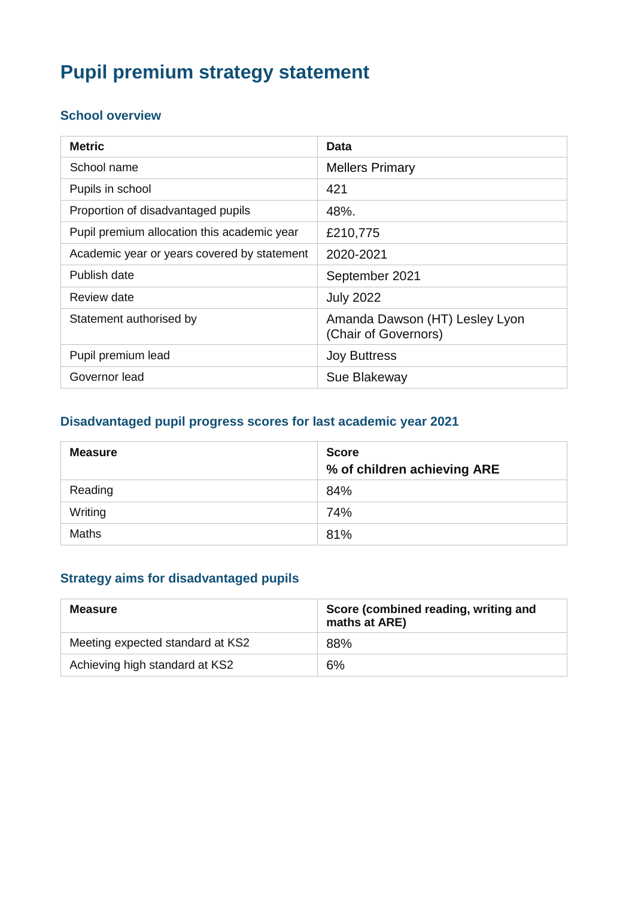# Pupil premium strategy statement

## School overview

| Metric | Data |
|---|---|
| School name | Mellers Primary |
| Pupils in school | 421 |
| Proportion of disadvantaged pupils | 48%. |
| Pupil premium allocation this academic year | £210,775 |
| Academic year or years covered by statement | 2020-2021 |
| Publish date | September 2021 |
| Review date | July 2022 |
| Statement authorised by | Amanda Dawson (HT) Lesley Lyon (Chair of Governors) |
| Pupil premium lead | Joy Buttress |
| Governor lead | Sue Blakeway |

## Disadvantaged pupil progress scores for last academic year 2021

| Measure | Score<br>% of children achieving ARE |
|---|---|
| Reading | 84% |
| Writing | 74% |
| Maths | 81% |

## Strategy aims for disadvantaged pupils

| Measure | Score (combined reading, writing and maths at ARE) |
|---|---|
| Meeting expected standard at KS2 | 88% |
| Achieving high standard at KS2 | 6% |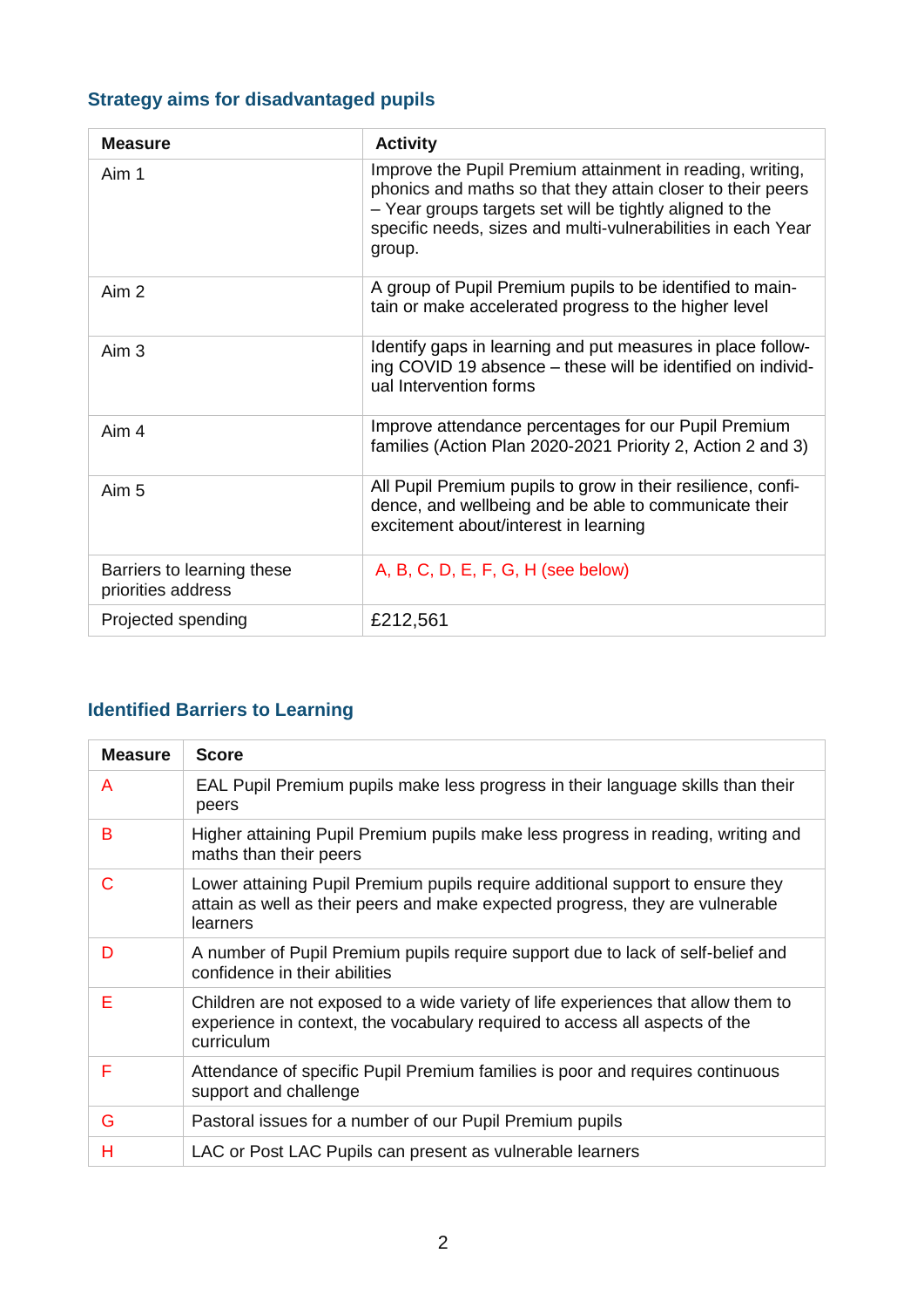## Strategy aims for disadvantaged pupils

| Measure | Activity |
|---|---|
| Aim 1 | Improve the Pupil Premium attainment in reading, writing, phonics and maths so that they attain closer to their peers – Year groups targets set will be tightly aligned to the specific needs, sizes and multi-vulnerabilities in each Year group. |
| Aim 2 | A group of Pupil Premium pupils to be identified to maintain or make accelerated progress to the higher level |
| Aim 3 | Identify gaps in learning and put measures in place following COVID 19 absence – these will be identified on individual Intervention forms |
| Aim 4 | Improve attendance percentages for our Pupil Premium families (Action Plan 2020-2021 Priority 2, Action 2 and 3) |
| Aim 5 | All Pupil Premium pupils to grow in their resilience, confidence, and wellbeing and be able to communicate their excitement about/interest in learning |
| Barriers to learning these priorities address | A, B, C, D, E, F, G, H (see below) |
| Projected spending | £212,561 |

## Identified Barriers to Learning

| Measure | Score |
|---|---|
| A | EAL Pupil Premium pupils make less progress in their language skills than their peers |
| B | Higher attaining Pupil Premium pupils make less progress in reading, writing and maths than their peers |
| C | Lower attaining Pupil Premium pupils require additional support to ensure they attain as well as their peers and make expected progress, they are vulnerable learners |
| D | A number of Pupil Premium pupils require support due to lack of self-belief and confidence in their abilities |
| E | Children are not exposed to a wide variety of life experiences that allow them to experience in context, the vocabulary required to access all aspects of the curriculum |
| F | Attendance of specific Pupil Premium families is poor and requires continuous support and challenge |
| G | Pastoral issues for a number of our Pupil Premium pupils |
| H | LAC or Post LAC Pupils can present as vulnerable learners |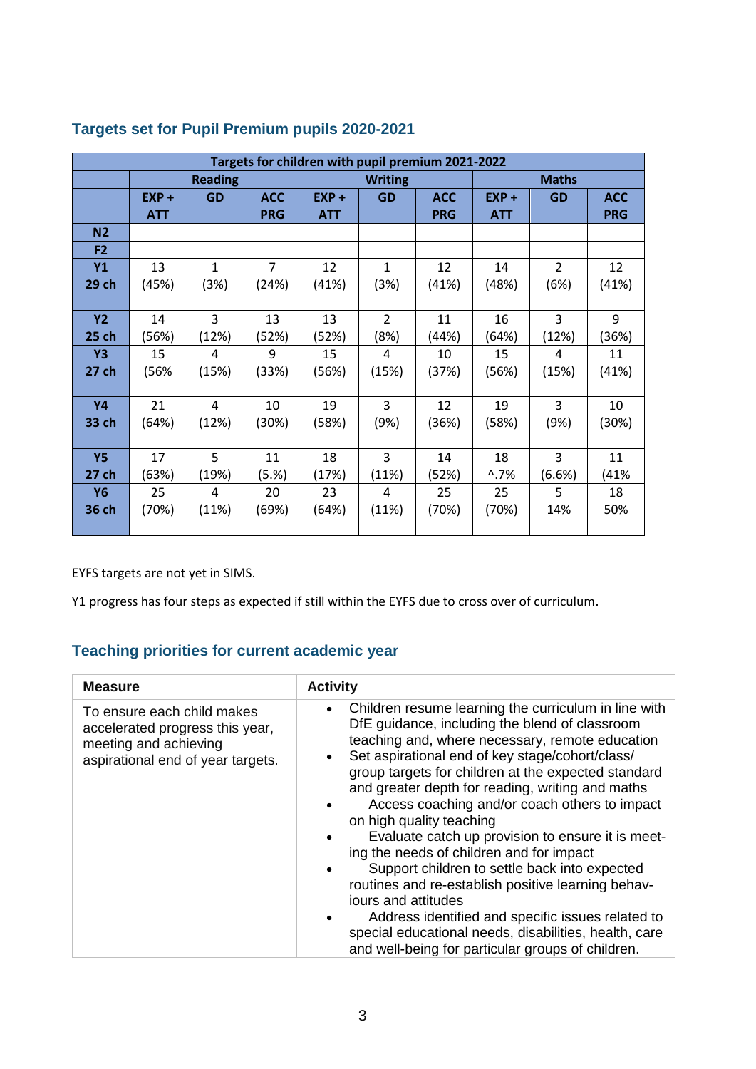## Targets set for Pupil Premium pupils 2020-2021

| Targets for children with pupil premium 2021-2022 | | | | | | | | | |
|---|---|---|---|---|---|---|---|---|---|
| | Reading | | | Writing | | | Maths | | |
| | EXP + ATT | GD | ACC PRG | EXP + ATT | GD | ACC PRG | EXP + ATT | GD | ACC PRG |
| N2 | | | | | | | | | |
| F2 | | | | | | | | | |
| Y1 29 ch | 13 (45%) | 1 (3%) | 7 (24%) | 12 (41%) | 1 (3%) | 12 (41%) | 14 (48%) | 2 (6%) | 12 (41%) |
| Y2 25 ch | 14 (56%) | 3 (12%) | 13 (52%) | 13 (52%) | 2 (8%) | 11 (44%) | 16 (64%) | 3 (12%) | 9 (36%) |
| Y3 27 ch | 15 (56% | 4 (15%) | 9 (33%) | 15 (56%) | 4 (15%) | 10 (37%) | 15 (56%) | 4 (15%) | 11 (41%) |
| Y4 33 ch | 21 (64%) | 4 (12%) | 10 (30%) | 19 (58%) | 3 (9%) | 12 (36%) | 19 (58%) | 3 (9%) | 10 (30%) |
| Y5 27 ch | 17 (63%) | 5 (19%) | 11 (5.%) | 18 (17%) | 3 (11%) | 14 (52%) | 18 ^.7% | 3 (6.6%) | 11 (41% |
| Y6 36 ch | 25 (70%) | 4 (11%) | 20 (69%) | 23 (64%) | 4 (11%) | 25 (70%) | 25 (70%) | 5 14% | 18 50% |

EYFS targets are not yet in SIMS.

Y1 progress has four steps as expected if still within the EYFS due to cross over of curriculum.

## Teaching priorities for current academic year

| Measure | Activity |
|---|---|
| To ensure each child makes accelerated progress this year, meeting and achieving aspirational end of year targets. | • Children resume learning the curriculum in line with DfE guidance, including the blend of classroom teaching and, where necessary, remote education<br>• Set aspirational end of key stage/cohort/class/ group targets for children at the expected standard and greater depth for reading, writing and maths<br>• Access coaching and/or coach others to impact on high quality teaching<br>• Evaluate catch up provision to ensure it is meeting the needs of children and for impact<br>• Support children to settle back into expected routines and re-establish positive learning behaviours and attitudes<br>• Address identified and specific issues related to special educational needs, disabilities, health, care and well-being for particular groups of children. |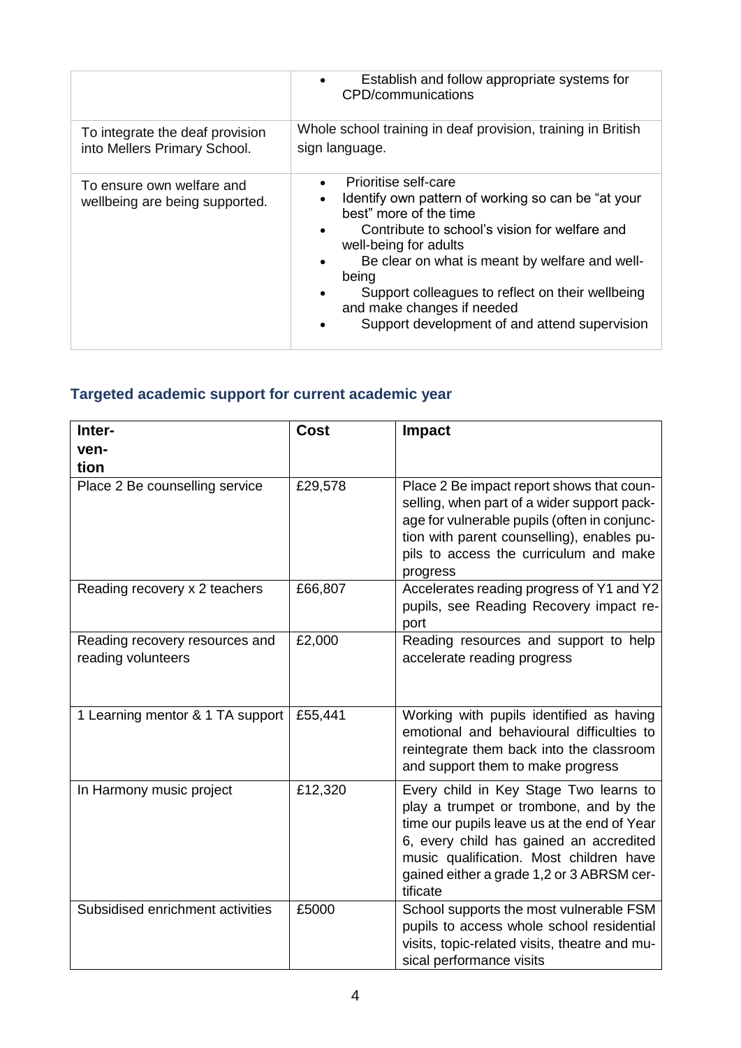| | |
|---|---|
| | • Establish and follow appropriate systems for CPD/communications |
| To integrate the deaf provision into Mellers Primary School. | Whole school training in deaf provision, training in British sign language. |
| To ensure own welfare and wellbeing are being supported. | • Prioritise self-care<br>• Identify own pattern of working so can be "at your best" more of the time<br>• Contribute to school's vision for welfare and well-being for adults<br>• Be clear on what is meant by welfare and well-being<br>• Support colleagues to reflect on their wellbeing and make changes if needed<br>• Support development of and attend supervision |

## Targeted academic support for current academic year

| Intervention | Cost | Impact |
|---|---|---|
| Place 2 Be counselling service | £29,578 | Place 2 Be impact report shows that counselling, when part of a wider support package for vulnerable pupils (often in conjunction with parent counselling), enables pupils to access the curriculum and make progress |
| Reading recovery x 2 teachers | £66,807 | Accelerates reading progress of Y1 and Y2 pupils, see Reading Recovery impact report |
| Reading recovery resources and reading volunteers | £2,000 | Reading resources and support to help accelerate reading progress |
| 1 Learning mentor & 1 TA support | £55,441 | Working with pupils identified as having emotional and behavioural difficulties to reintegrate them back into the classroom and support them to make progress |
| In Harmony music project | £12,320 | Every child in Key Stage Two learns to play a trumpet or trombone, and by the time our pupils leave us at the end of Year 6, every child has gained an accredited music qualification. Most children have gained either a grade 1,2 or 3 ABRSM certificate |
| Subsidised enrichment activities | £5000 | School supports the most vulnerable FSM pupils to access whole school residential visits, topic-related visits, theatre and musical performance visits |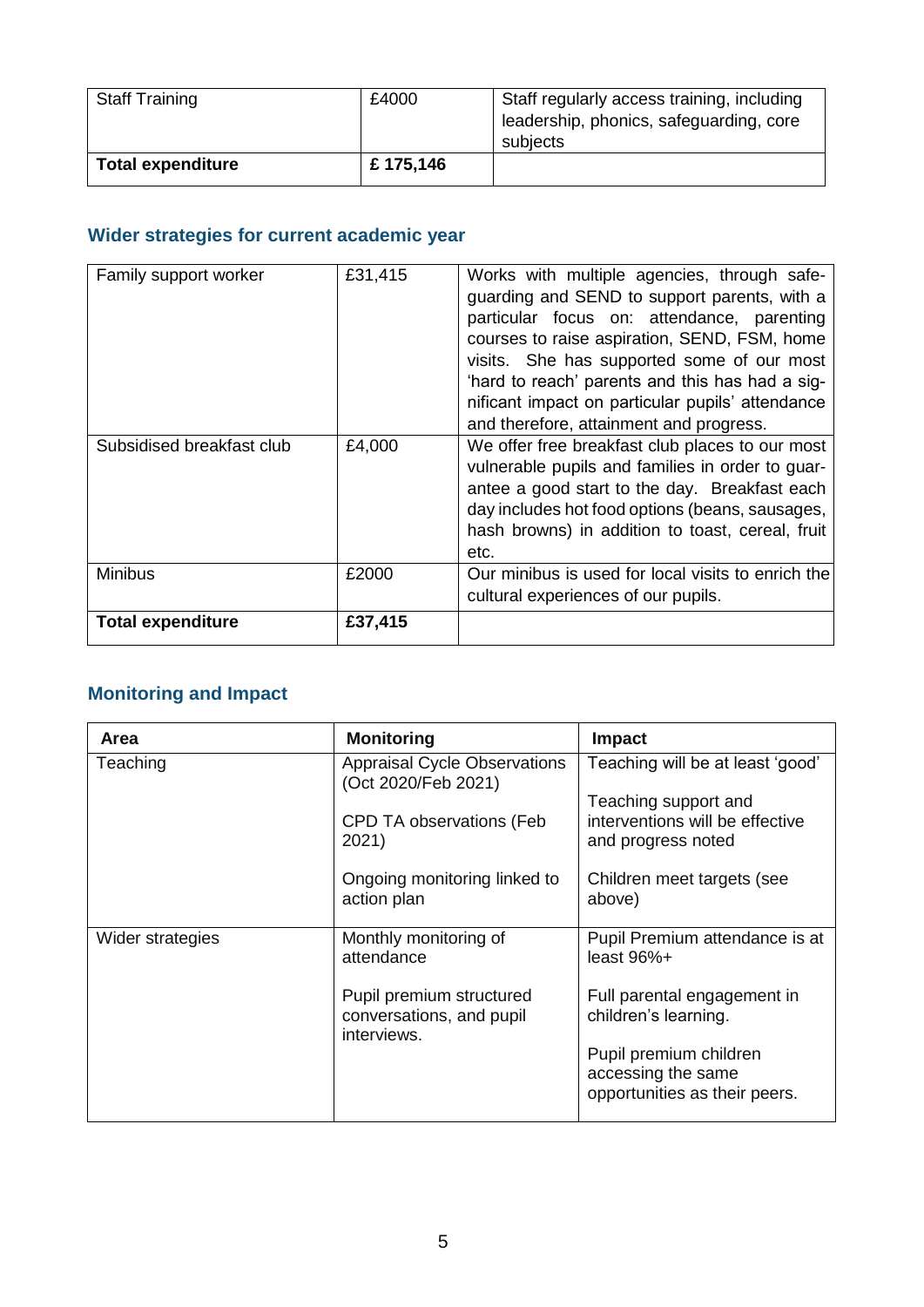| Staff Training | £4000 | Staff regularly access training, including leadership, phonics, safeguarding, core subjects |
|---|---|---|
| **Total expenditure** | **£ 175,146** | |

## Wider strategies for current academic year

| Family support worker | £31,415 | Works with multiple agencies, through safeguarding and SEND to support parents, with a particular focus on: attendance, parenting courses to raise aspiration, SEND, FSM, home visits. She has supported some of our most 'hard to reach' parents and this has had a significant impact on particular pupils' attendance and therefore, attainment and progress. |
|---|---|---|
| Subsidised breakfast club | £4,000 | We offer free breakfast club places to our most vulnerable pupils and families in order to guarantee a good start to the day. Breakfast each day includes hot food options (beans, sausages, hash browns) in addition to toast, cereal, fruit etc. |
| Minibus | £2000 | Our minibus is used for local visits to enrich the cultural experiences of our pupils. |
| **Total expenditure** | **£37,415** | |

## Monitoring and Impact

| Area | Monitoring | Impact |
|---|---|---|
| Teaching | Appraisal Cycle Observations (Oct 2020/Feb 2021)<br><br>CPD TA observations (Feb 2021)<br><br>Ongoing monitoring linked to action plan | Teaching will be at least 'good'<br><br>Teaching support and interventions will be effective and progress noted<br><br>Children meet targets (see above) |
| Wider strategies | Monthly monitoring of attendance<br><br>Pupil premium structured conversations, and pupil interviews. | Pupil Premium attendance is at least 96%+<br><br>Full parental engagement in children's learning.<br><br>Pupil premium children accessing the same opportunities as their peers. |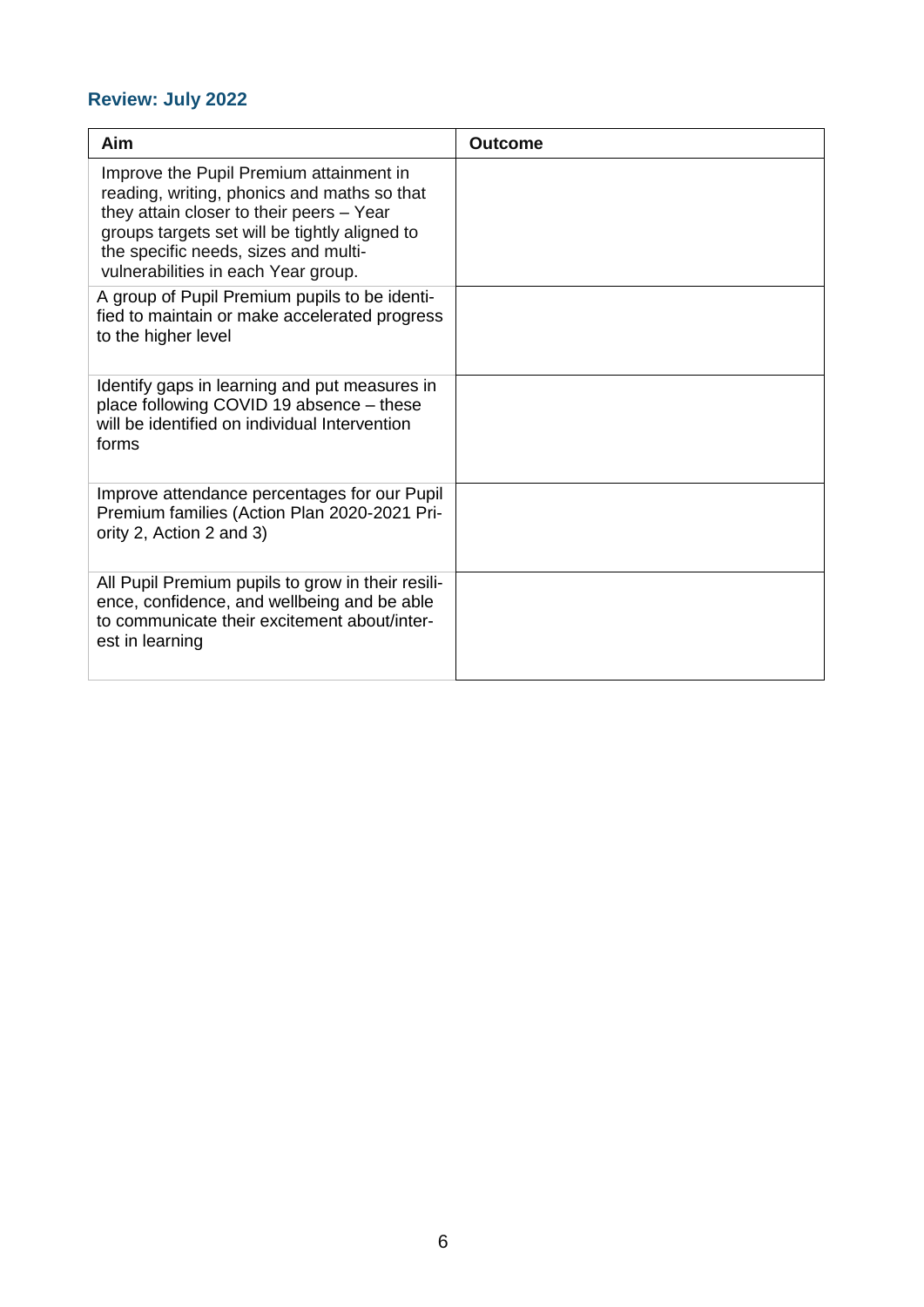## Review: July 2022

| Aim | Outcome |
|---|---|
| Improve the Pupil Premium attainment in reading, writing, phonics and maths so that they attain closer to their peers – Year groups targets set will be tightly aligned to the specific needs, sizes and multi-vulnerabilities in each Year group. | |
| A group of Pupil Premium pupils to be identified to maintain or make accelerated progress to the higher level | |
| Identify gaps in learning and put measures in place following COVID 19 absence – these will be identified on individual Intervention forms | |
| Improve attendance percentages for our Pupil Premium families (Action Plan 2020-2021 Priority 2, Action 2 and 3) | |
| All Pupil Premium pupils to grow in their resilience, confidence, and wellbeing and be able to communicate their excitement about/interest in learning | |